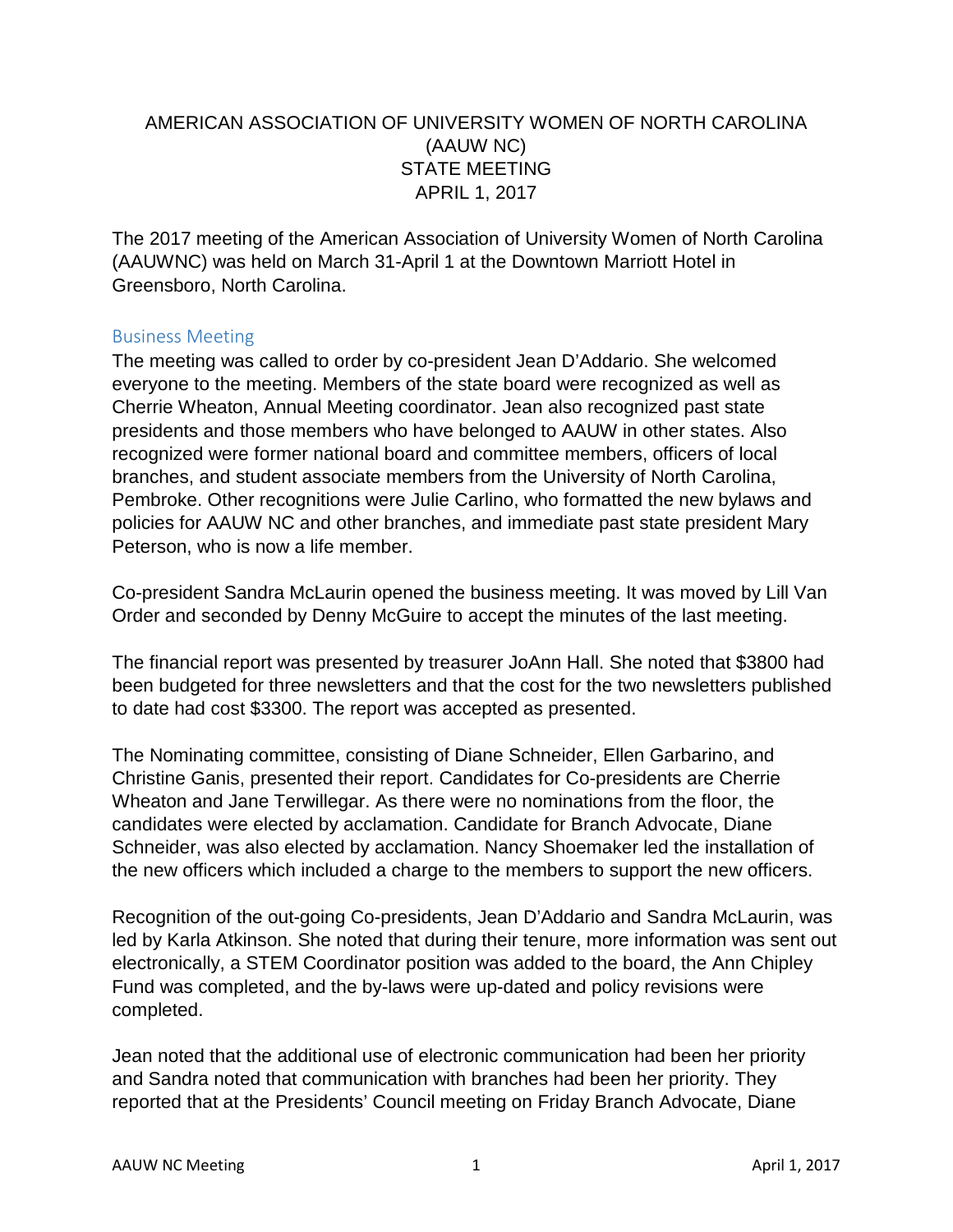# AMERICAN ASSOCIATION OF UNIVERSITY WOMEN OF NORTH CAROLINA (AAUW NC) STATE MEETING APRIL 1, 2017

The 2017 meeting of the American Association of University Women of North Carolina (AAUWNC) was held on March 31-April 1 at the Downtown Marriott Hotel in Greensboro, North Carolina.

## Business Meeting

The meeting was called to order by co-president Jean D'Addario. She welcomed everyone to the meeting. Members of the state board were recognized as well as Cherrie Wheaton, Annual Meeting coordinator. Jean also recognized past state presidents and those members who have belonged to AAUW in other states. Also recognized were former national board and committee members, officers of local branches, and student associate members from the University of North Carolina, Pembroke. Other recognitions were Julie Carlino, who formatted the new bylaws and policies for AAUW NC and other branches, and immediate past state president Mary Peterson, who is now a life member.

Co-president Sandra McLaurin opened the business meeting. It was moved by Lill Van Order and seconded by Denny McGuire to accept the minutes of the last meeting.

The financial report was presented by treasurer JoAnn Hall. She noted that $3800 had been budgeted for three newsletters and that the cost for the two newsletters published to date had cost $3300. The report was accepted as presented.

The Nominating committee, consisting of Diane Schneider, Ellen Garbarino, and Christine Ganis, presented their report. Candidates for Co-presidents are Cherrie Wheaton and Jane Terwillegar. As there were no nominations from the floor, the candidates were elected by acclamation. Candidate for Branch Advocate, Diane Schneider, was also elected by acclamation. Nancy Shoemaker led the installation of the new officers which included a charge to the members to support the new officers.

Recognition of the out-going Co-presidents, Jean D'Addario and Sandra McLaurin, was led by Karla Atkinson. She noted that during their tenure, more information was sent out electronically, a STEM Coordinator position was added to the board, the Ann Chipley Fund was completed, and the by-laws were up-dated and policy revisions were completed.

Jean noted that the additional use of electronic communication had been her priority and Sandra noted that communication with branches had been her priority. They reported that at the Presidents' Council meeting on Friday Branch Advocate, Diane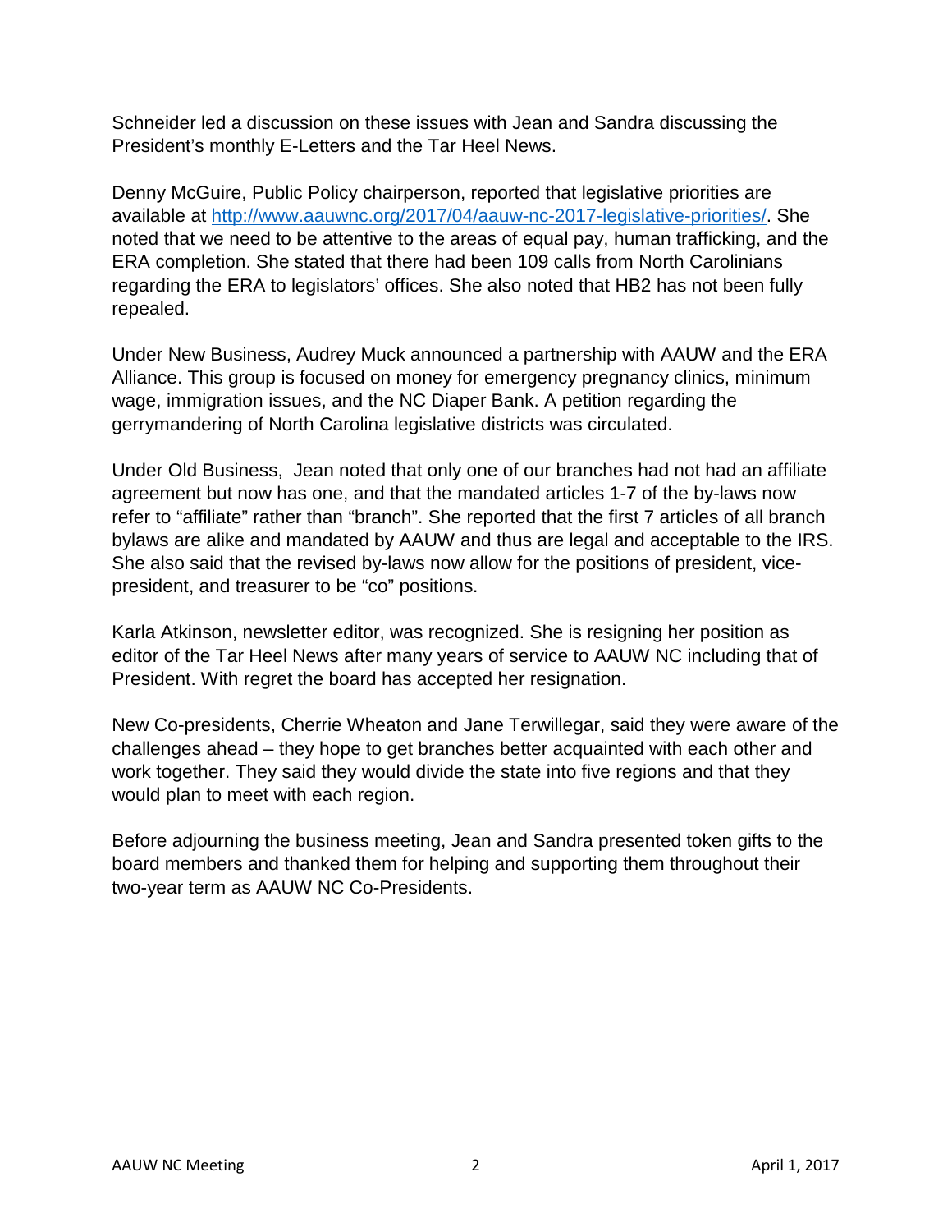Schneider led a discussion on these issues with Jean and Sandra discussing the President's monthly E-Letters and the Tar Heel News.

Denny McGuire, Public Policy chairperson, reported that legislative priorities are available at http://www.aauwnc.org/2017/04/aauw-nc-2017-legislative-priorities/. She noted that we need to be attentive to the areas of equal pay, human trafficking, and the ERA completion. She stated that there had been 109 calls from North Carolinians regarding the ERA to legislators' offices. She also noted that HB2 has not been fully repealed.

Under New Business, Audrey Muck announced a partnership with AAUW and the ERA Alliance. This group is focused on money for emergency pregnancy clinics, minimum wage, immigration issues, and the NC Diaper Bank. A petition regarding the gerrymandering of North Carolina legislative districts was circulated.

Under Old Business, Jean noted that only one of our branches had not had an affiliate agreement but now has one, and that the mandated articles 1-7 of the by-laws now refer to "affiliate" rather than "branch". She reported that the first 7 articles of all branch bylaws are alike and mandated by AAUW and thus are legal and acceptable to the IRS. She also said that the revised by-laws now allow for the positions of president, vice-president, and treasurer to be "co" positions.

Karla Atkinson, newsletter editor, was recognized. She is resigning her position as editor of the Tar Heel News after many years of service to AAUW NC including that of President. With regret the board has accepted her resignation.

New Co-presidents, Cherrie Wheaton and Jane Terwillegar, said they were aware of the challenges ahead – they hope to get branches better acquainted with each other and work together. They said they would divide the state into five regions and that they would plan to meet with each region.

Before adjourning the business meeting, Jean and Sandra presented token gifts to the board members and thanked them for helping and supporting them throughout their two-year term as AAUW NC Co-Presidents.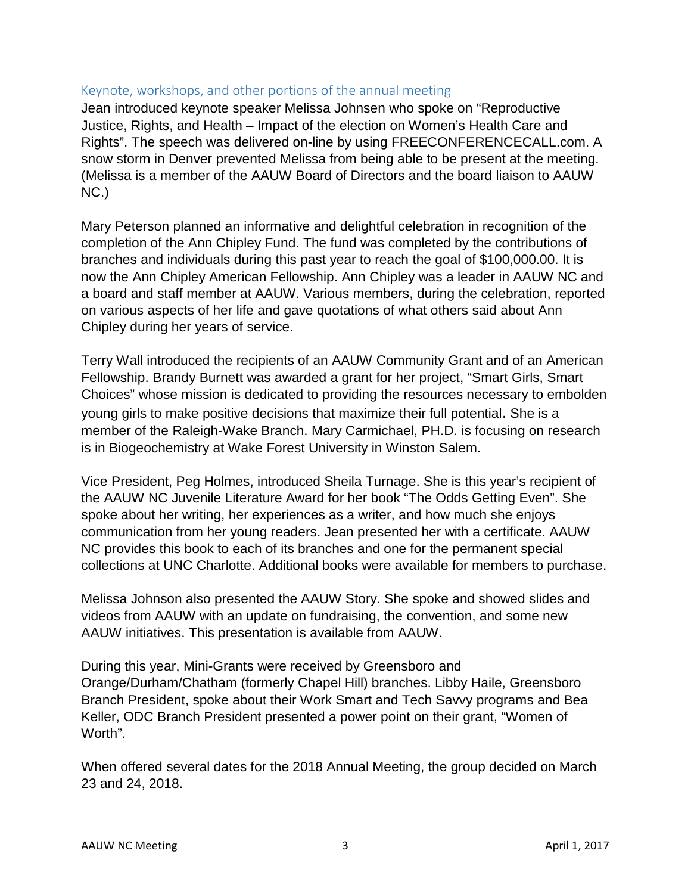## Keynote, workshops, and other portions of the annual meeting

Jean introduced keynote speaker Melissa Johnsen who spoke on "Reproductive Justice, Rights, and Health – Impact of the election on Women's Health Care and Rights". The speech was delivered on-line by using FREECONFERENCECALL.com. A snow storm in Denver prevented Melissa from being able to be present at the meeting. (Melissa is a member of the AAUW Board of Directors and the board liaison to AAUW NC.)

Mary Peterson planned an informative and delightful celebration in recognition of the completion of the Ann Chipley Fund. The fund was completed by the contributions of branches and individuals during this past year to reach the goal of $100,000.00. It is now the Ann Chipley American Fellowship. Ann Chipley was a leader in AAUW NC and a board and staff member at AAUW. Various members, during the celebration, reported on various aspects of her life and gave quotations of what others said about Ann Chipley during her years of service.

Terry Wall introduced the recipients of an AAUW Community Grant and of an American Fellowship. Brandy Burnett was awarded a grant for her project, "Smart Girls, Smart Choices" whose mission is dedicated to providing the resources necessary to embolden young girls to make positive decisions that maximize their full potential. She is a member of the Raleigh-Wake Branch. Mary Carmichael, PH.D. is focusing on research is in Biogeochemistry at Wake Forest University in Winston Salem.

Vice President, Peg Holmes, introduced Sheila Turnage. She is this year's recipient of the AAUW NC Juvenile Literature Award for her book "The Odds Getting Even". She spoke about her writing, her experiences as a writer, and how much she enjoys communication from her young readers. Jean presented her with a certificate. AAUW NC provides this book to each of its branches and one for the permanent special collections at UNC Charlotte. Additional books were available for members to purchase.

Melissa Johnson also presented the AAUW Story. She spoke and showed slides and videos from AAUW with an update on fundraising, the convention, and some new AAUW initiatives. This presentation is available from AAUW.

During this year, Mini-Grants were received by Greensboro and Orange/Durham/Chatham (formerly Chapel Hill) branches. Libby Haile, Greensboro Branch President, spoke about their Work Smart and Tech Savvy programs and Bea Keller, ODC Branch President presented a power point on their grant, "Women of Worth".

When offered several dates for the 2018 Annual Meeting, the group decided on March 23 and 24, 2018.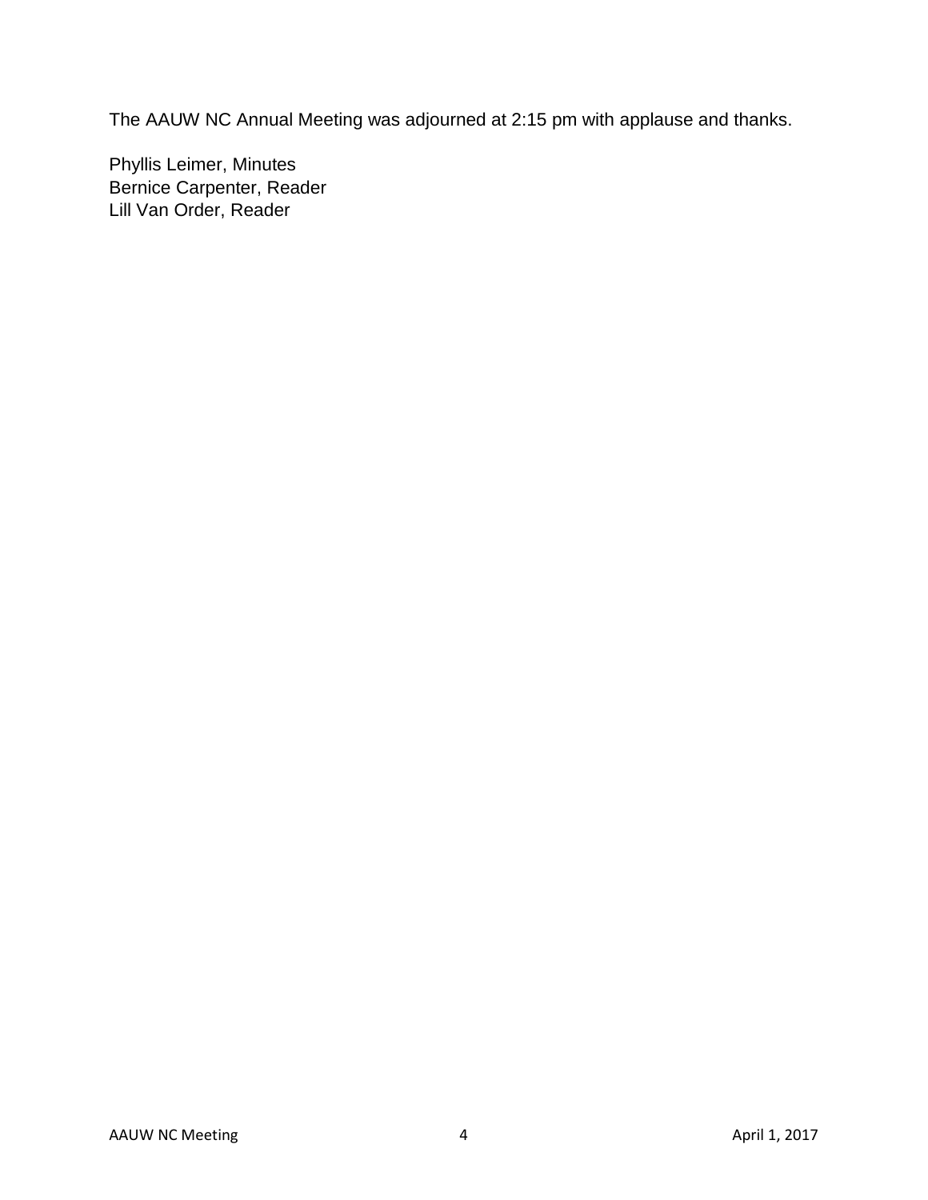The AAUW NC Annual Meeting was adjourned at 2:15 pm with applause and thanks.

Phyllis Leimer, Minutes
Bernice Carpenter, Reader
Lill Van Order, Reader